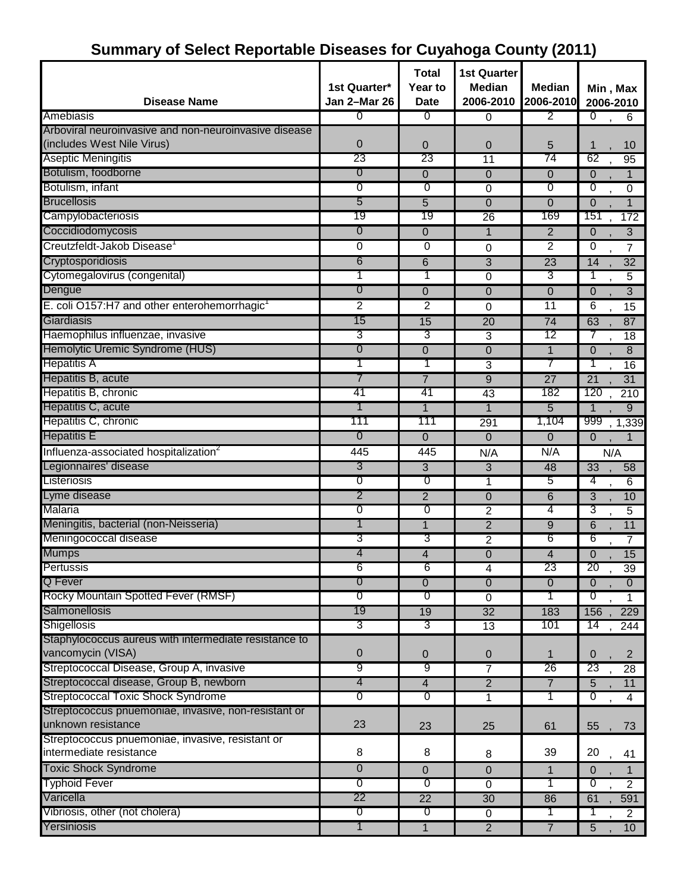# Summary of Select Reportable Diseases for Cuyahoga County (2011)

| Disease Name | 1st Quarter* Jan 2–Mar 26 | Total Year to Date | 1st Quarter Median 2006-2010 | Median 2006-2010 | Min , Max 2006-2010 |
|---|---|---|---|---|---|
| Amebiasis | 0 | 0 | 0 | 2 | 0 , 6 |
| Arboviral neuroinvasive and non-neuroinvasive disease (includes West Nile Virus) | 0 | 0 | 0 | 5 | 1 , 10 |
| Aseptic Meningitis | 23 | 23 | 11 | 74 | 62 , 95 |
| Botulism, foodborne | 0 | 0 | 0 | 0 | 0 , 1 |
| Botulism, infant | 0 | 0 | 0 | 0 | 0 , 0 |
| Brucellosis | 5 | 5 | 0 | 0 | 0 , 1 |
| Campylobacteriosis | 19 | 19 | 26 | 169 | 151 , 172 |
| Coccidiodomycosis | 0 | 0 | 1 | 2 | 0 , 3 |
| Creutzfeldt-Jakob Disease[1] | 0 | 0 | 0 | 2 | 0 , 7 |
| Cryptosporidiosis | 6 | 6 | 3 | 23 | 14 , 32 |
| Cytomegalovirus (congenital) | 1 | 1 | 0 | 3 | 1 , 5 |
| Dengue | 0 | 0 | 0 | 0 | 0 , 3 |
| E. coli O157:H7 and other enterohemorrhagic[1] | 2 | 2 | 0 | 11 | 6 , 15 |
| Giardiasis | 15 | 15 | 20 | 74 | 63 , 87 |
| Haemophilus influenzae, invasive | 3 | 3 | 3 | 12 | 7 , 18 |
| Hemolytic Uremic Syndrome (HUS) | 0 | 0 | 0 | 1 | 0 , 8 |
| Hepatitis A | 1 | 1 | 3 | 7 | 1 , 16 |
| Hepatitis B, acute | 7 | 7 | 9 | 27 | 21 , 31 |
| Hepatitis B, chronic | 41 | 41 | 43 | 182 | 120 , 210 |
| Hepatitis C, acute | 1 | 1 | 1 | 5 | 1 , 9 |
| Hepatitis C, chronic | 111 | 111 | 291 | 1,104 | 999 , 1,339 |
| Hepatitis E | 0 | 0 | 0 | 0 | 0 , 1 |
| Influenza-associated hospitalization[2] | 445 | 445 | N/A | N/A | N/A |
| Legionnaires' disease | 3 | 3 | 3 | 48 | 33 , 58 |
| Listeriosis | 0 | 0 | 1 | 5 | 4 , 6 |
| Lyme disease | 2 | 2 | 0 | 6 | 3 , 10 |
| Malaria | 0 | 0 | 2 | 4 | 3 , 5 |
| Meningitis, bacterial (non-Neisseria) | 1 | 1 | 2 | 9 | 6 , 11 |
| Meningococcal disease | 3 | 3 | 2 | 6 | 6 , 7 |
| Mumps | 4 | 4 | 0 | 4 | 0 , 15 |
| Pertussis | 6 | 6 | 4 | 23 | 20 , 39 |
| Q Fever | 0 | 0 | 0 | 0 | 0 , 0 |
| Rocky Mountain Spotted Fever (RMSF) | 0 | 0 | 0 | 1 | 0 , 1 |
| Salmonellosis | 19 | 19 | 32 | 183 | 156 , 229 |
| Shigellosis | 3 | 3 | 13 | 101 | 14 , 244 |
| Staphylococcus aureus with intermediate resistance to vancomycin (VISA) | 0 | 0 | 0 | 1 | 0 , 2 |
| Streptococcal Disease, Group A, invasive | 9 | 9 | 7 | 26 | 23 , 28 |
| Streptococcal disease, Group B, newborn | 4 | 4 | 2 | 7 | 5 , 11 |
| Streptococcal Toxic Shock Syndrome | 0 | 0 | 1 | 1 | 0 , 4 |
| Streptococcus pnuemoniae, invasive, non-resistant or unknown resistance | 23 | 23 | 25 | 61 | 55 , 73 |
| Streptococcus pnuemoniae, invasive, resistant or intermediate resistance | 8 | 8 | 8 | 39 | 20 , 41 |
| Toxic Shock Syndrome | 0 | 0 | 0 | 1 | 0 , 1 |
| Typhoid Fever | 0 | 0 | 0 | 1 | 0 , 2 |
| Varicella | 22 | 22 | 30 | 86 | 61 , 591 |
| Vibriosis, other (not cholera) | 0 | 0 | 0 | 1 | 1 , 2 |
| Yersiniosis | 1 | 1 | 2 | 7 | 5 , 10 |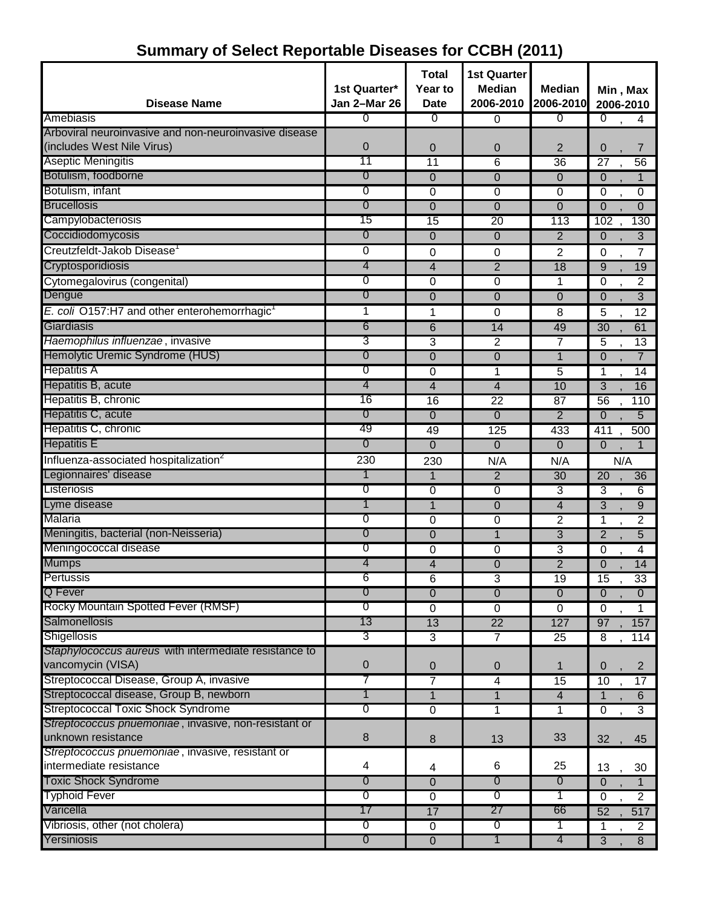## Summary of Select Reportable Diseases for CCBH (2011)

| Disease Name | 1st Quarter* Jan 2–Mar 26 | Total Year to Date | 1st Quarter Median 2006-2010 | Median 2006-2010 | Min , Max 2006-2010 |
|---|---|---|---|---|---|
| Amebiasis | 0 | 0 | 0 | 0 | 0 , 4 |
| Arboviral neuroinvasive and non-neuroinvasive disease (includes West Nile Virus) | 0 | 0 | 0 | 2 | 0 , 7 |
| Aseptic Meningitis | 11 | 11 | 6 | 36 | 27 , 56 |
| Botulism, foodborne | 0 | 0 | 0 | 0 | 0 , 1 |
| Botulism, infant | 0 | 0 | 0 | 0 | 0 , 0 |
| Brucellosis | 0 | 0 | 0 | 0 | 0 , 0 |
| Campylobacteriosis | 15 | 15 | 20 | 113 | 102 , 130 |
| Coccidiodomycosis | 0 | 0 | 0 | 2 | 0 , 3 |
| Creutzfeldt-Jakob Disease[1] | 0 | 0 | 0 | 2 | 0 , 7 |
| Cryptosporidiosis | 4 | 4 | 2 | 18 | 9 , 19 |
| Cytomegalovirus (congenital) | 0 | 0 | 0 | 1 | 0 , 2 |
| Dengue | 0 | 0 | 0 | 0 | 0 , 3 |
| *E. coli* O157:H7 and other enterohemorrhagic[1] | 1 | 1 | 0 | 8 | 5 , 12 |
| Giardiasis | 6 | 6 | 14 | 49 | 30 , 61 |
| *Haemophilus influenzae*, invasive | 3 | 3 | 2 | 7 | 5 , 13 |
| Hemolytic Uremic Syndrome (HUS) | 0 | 0 | 0 | 1 | 0 , 7 |
| Hepatitis A | 0 | 0 | 1 | 5 | 1 , 14 |
| Hepatitis B, acute | 4 | 4 | 4 | 10 | 3 , 16 |
| Hepatitis B, chronic | 16 | 16 | 22 | 87 | 56 , 110 |
| Hepatitis C, acute | 0 | 0 | 0 | 2 | 0 , 5 |
| Hepatitis C, chronic | 49 | 49 | 125 | 433 | 411 , 500 |
| Hepatitis E | 0 | 0 | 0 | 0 | 0 , 1 |
| Influenza-associated hospitalization[2] | 230 | 230 | N/A | N/A | N/A |
| Legionnaires' disease | 1 | 1 | 2 | 30 | 20 , 36 |
| Listeriosis | 0 | 0 | 0 | 3 | 3 , 6 |
| Lyme disease | 1 | 1 | 0 | 4 | 3 , 9 |
| Malaria | 0 | 0 | 0 | 2 | 1 , 2 |
| Meningitis, bacterial (non-Neisseria) | 0 | 0 | 1 | 3 | 2 , 5 |
| Meningococcal disease | 0 | 0 | 0 | 3 | 0 , 4 |
| Mumps | 4 | 4 | 0 | 2 | 0 , 14 |
| Pertussis | 6 | 6 | 3 | 19 | 15 , 33 |
| Q Fever | 0 | 0 | 0 | 0 | 0 , 0 |
| Rocky Mountain Spotted Fever (RMSF) | 0 | 0 | 0 | 0 | 0 , 1 |
| Salmonellosis | 13 | 13 | 22 | 127 | 97 , 157 |
| Shigellosis | 3 | 3 | 7 | 25 | 8 , 114 |
| *Staphylococcus aureus* with intermediate resistance to vancomycin (VISA) | 0 | 0 | 0 | 1 | 0 , 2 |
| Streptococcal Disease, Group A, invasive | 7 | 7 | 4 | 15 | 10 , 17 |
| Streptococcal disease, Group B, newborn | 1 | 1 | 1 | 4 | 1 , 6 |
| Streptococcal Toxic Shock Syndrome | 0 | 0 | 1 | 1 | 0 , 3 |
| *Streptococcus pnuemoniae*, invasive, non-resistant or unknown resistance | 8 | 8 | 13 | 33 | 32 , 45 |
| *Streptococcus pnuemoniae*, invasive, resistant or intermediate resistance | 4 | 4 | 6 | 25 | 13 , 30 |
| Toxic Shock Syndrome | 0 | 0 | 0 | 0 | 0 , 1 |
| Typhoid Fever | 0 | 0 | 0 | 1 | 0 , 2 |
| Varicella | 17 | 17 | 27 | 66 | 52 , 517 |
| Vibriosis, other (not cholera) | 0 | 0 | 0 | 1 | 1 , 2 |
| Yersiniosis | 0 | 0 | 1 | 4 | 3 , 8 |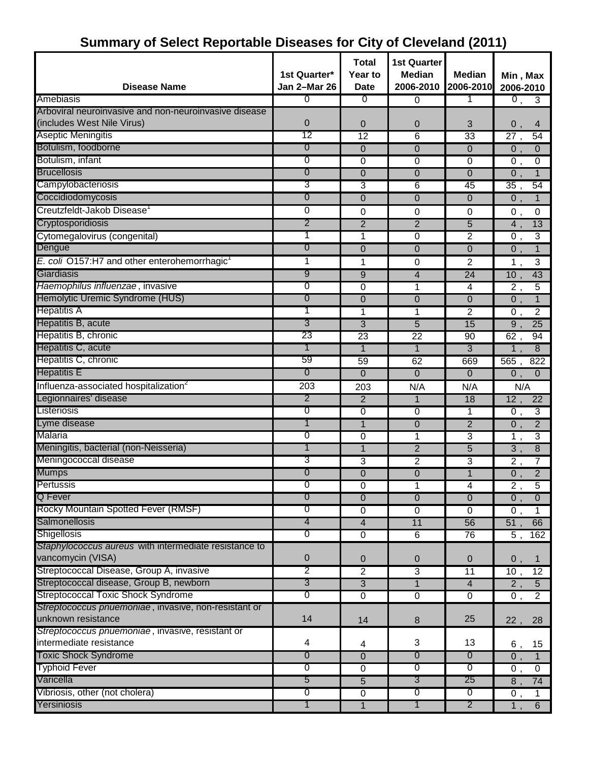# Summary of Select Reportable Diseases for City of Cleveland (2011)

| Disease Name | 1st Quarter* Jan 2–Mar 26 | Total Year to Date | 1st Quarter Median 2006-2010 | Median 2006-2010 | Min , Max 2006-2010 |
|---|---|---|---|---|---|
| Amebiasis | 0 | 0 | 0 | 1 | 0 , 3 |
| Arboviral neuroinvasive and non-neuroinvasive disease (includes West Nile Virus) | 0 | 0 | 0 | 3 | 0 , 4 |
| Aseptic Meningitis | 12 | 12 | 6 | 33 | 27 , 54 |
| Botulism, foodborne | 0 | 0 | 0 | 0 | 0 , 0 |
| Botulism, infant | 0 | 0 | 0 | 0 | 0 , 0 |
| Brucellosis | 0 | 0 | 0 | 0 | 0 , 1 |
| Campylobacteriosis | 3 | 3 | 6 | 45 | 35 , 54 |
| Coccidiodomycosis | 0 | 0 | 0 | 0 | 0 , 1 |
| Creutzfeldt-Jakob Disease[1] | 0 | 0 | 0 | 0 | 0 , 0 |
| Cryptosporidiosis | 2 | 2 | 2 | 5 | 4 , 13 |
| Cytomegalovirus (congenital) | 1 | 1 | 0 | 2 | 0 , 3 |
| Dengue | 0 | 0 | 0 | 0 | 0 , 1 |
| *E. coli* O157:H7 and other enterohemorrhagic[1] | 1 | 1 | 0 | 2 | 1 , 3 |
| Giardiasis | 9 | 9 | 4 | 24 | 10 , 43 |
| *Haemophilus influenzae* , invasive | 0 | 0 | 1 | 4 | 2 , 5 |
| Hemolytic Uremic Syndrome (HUS) | 0 | 0 | 0 | 0 | 0 , 1 |
| Hepatitis A | 1 | 1 | 1 | 2 | 0 , 2 |
| Hepatitis B, acute | 3 | 3 | 5 | 15 | 9 , 25 |
| Hepatitis B, chronic | 23 | 23 | 22 | 90 | 62 , 94 |
| Hepatitis C, acute | 1 | 1 | 1 | 3 | 1 , 8 |
| Hepatitis C, chronic | 59 | 59 | 62 | 669 | 565 , 822 |
| Hepatitis E | 0 | 0 | 0 | 0 | 0 , 0 |
| Influenza-associated hospitalization[2] | 203 | 203 | N/A | N/A | N/A |
| Legionnaires' disease | 2 | 2 | 1 | 18 | 12 , 22 |
| Listeriosis | 0 | 0 | 0 | 1 | 0 , 3 |
| Lyme disease | 1 | 1 | 0 | 2 | 0 , 2 |
| Malaria | 0 | 0 | 1 | 3 | 1 , 3 |
| Meningitis, bacterial (non-Neisseria) | 1 | 1 | 2 | 5 | 3 , 8 |
| Meningococcal disease | 3 | 3 | 2 | 3 | 2 , 7 |
| Mumps | 0 | 0 | 0 | 1 | 0 , 2 |
| Pertussis | 0 | 0 | 1 | 4 | 2 , 5 |
| Q Fever | 0 | 0 | 0 | 0 | 0 , 0 |
| Rocky Mountain Spotted Fever (RMSF) | 0 | 0 | 0 | 0 | 0 , 1 |
| Salmonellosis | 4 | 4 | 11 | 56 | 51 , 66 |
| Shigellosis | 0 | 0 | 6 | 76 | 5 , 162 |
| *Staphylococcus aureus* with intermediate resistance to vancomycin (VISA) | 0 | 0 | 0 | 0 | 0 , 1 |
| Streptococcal Disease, Group A, invasive | 2 | 2 | 3 | 11 | 10 , 12 |
| Streptococcal disease, Group B, newborn | 3 | 3 | 1 | 4 | 2 , 5 |
| Streptococcal Toxic Shock Syndrome | 0 | 0 | 0 | 0 | 0 , 2 |
| *Streptococcus pnuemoniae* , invasive, non-resistant or unknown resistance | 14 | 14 | 8 | 25 | 22 , 28 |
| *Streptococcus pnuemoniae* , invasive, resistant or intermediate resistance | 4 | 4 | 3 | 13 | 6 , 15 |
| Toxic Shock Syndrome | 0 | 0 | 0 | 0 | 0 , 1 |
| Typhoid Fever | 0 | 0 | 0 | 0 | 0 , 0 |
| Varicella | 5 | 5 | 3 | 25 | 8 , 74 |
| Vibriosis, other (not cholera) | 0 | 0 | 0 | 0 | 0 , 1 |
| Yersiniosis | 1 | 1 | 1 | 2 | 1 , 6 |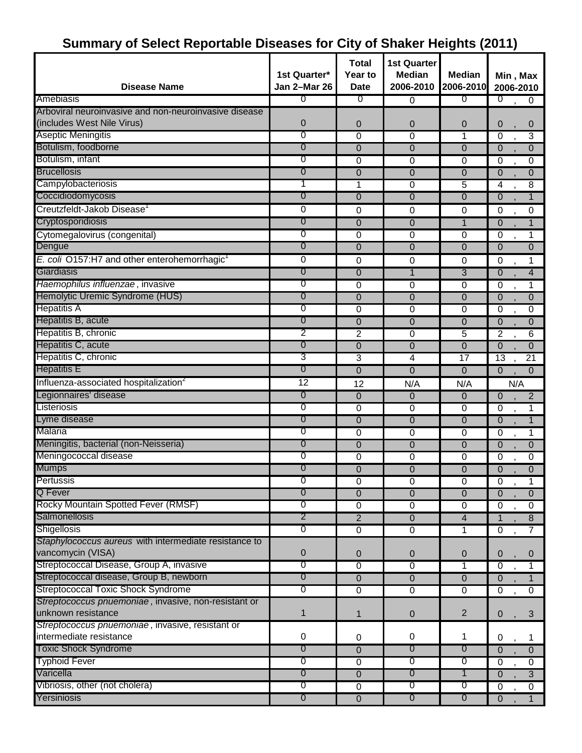# Summary of Select Reportable Diseases for City of Shaker Heights (2011)

| Disease Name | 1st Quarter* Jan 2–Mar 26 | Total Year to Date | 1st Quarter Median 2006-2010 | Median 2006-2010 | Min , Max 2006-2010 |
|---|---|---|---|---|---|
| Amebiasis | 0 | 0 | 0 | 0 | 0 , 0 |
| Arboviral neuroinvasive and non-neuroinvasive disease (includes West Nile Virus) | 0 | 0 | 0 | 0 | 0 , 0 |
| Aseptic Meningitis | 0 | 0 | 0 | 1 | 0 , 3 |
| Botulism, foodborne | 0 | 0 | 0 | 0 | 0 , 0 |
| Botulism, infant | 0 | 0 | 0 | 0 | 0 , 0 |
| Brucellosis | 0 | 0 | 0 | 0 | 0 , 0 |
| Campylobacteriosis | 1 | 1 | 0 | 5 | 4 , 8 |
| Coccidiodomycosis | 0 | 0 | 0 | 0 | 0 , 1 |
| Creutzfeldt-Jakob Disease[1] | 0 | 0 | 0 | 0 | 0 , 0 |
| Cryptosporidiosis | 0 | 0 | 0 | 1 | 0 , 1 |
| Cytomegalovirus (congenital) | 0 | 0 | 0 | 0 | 0 , 1 |
| Dengue | 0 | 0 | 0 | 0 | 0 0 |
| *E. coli* O157:H7 and other enterohemorrhagic[1] | 0 | 0 | 0 | 0 | 0 , 1 |
| Giardiasis | 0 | 0 | 1 | 3 | 0 , 4 |
| *Haemophilus influenzae* , invasive | 0 | 0 | 0 | 0 | 0 , 1 |
| Hemolytic Uremic Syndrome (HUS) | 0 | 0 | 0 | 0 | 0 , 0 |
| Hepatitis A | 0 | 0 | 0 | 0 | 0 , 0 |
| Hepatitis B, acute | 0 | 0 | 0 | 0 | 0 , 0 |
| Hepatitis B, chronic | 2 | 2 | 0 | 5 | 2 , 6 |
| Hepatitis C, acute | 0 | 0 | 0 | 0 | 0 , 0 |
| Hepatitis C, chronic | 3 | 3 | 4 | 17 | 13 , 21 |
| Hepatitis E | 0 | 0 | 0 | 0 | 0 , 0 |
| Influenza-associated hospitalization[2] | 12 | 12 | N/A | N/A | N/A |
| Legionnaires' disease | 0 | 0 | 0 | 0 | 0 , 2 |
| Listeriosis | 0 | 0 | 0 | 0 | 0 , 1 |
| Lyme disease | 0 | 0 | 0 | 0 | 0 , 1 |
| Malaria | 0 | 0 | 0 | 0 | 0 , 1 |
| Meningitis, bacterial (non-Neisseria) | 0 | 0 | 0 | 0 | 0 , 0 |
| Meningococcal disease | 0 | 0 | 0 | 0 | 0 , 0 |
| Mumps | 0 | 0 | 0 | 0 | 0 , 0 |
| Pertussis | 0 | 0 | 0 | 0 | 0 , 1 |
| Q Fever | 0 | 0 | 0 | 0 | 0 , 0 |
| Rocky Mountain Spotted Fever (RMSF) | 0 | 0 | 0 | 0 | 0 , 0 |
| Salmonellosis | 2 | 2 | 0 | 4 | 1 , 8 |
| Shigellosis | 0 | 0 | 0 | 1 | 0 , 7 |
| *Staphylococcus aureus* with intermediate resistance to vancomycin (VISA) | 0 | 0 | 0 | 0 | 0 , 0 |
| Streptococcal Disease, Group A, invasive | 0 | 0 | 0 | 1 | 0 , 1 |
| Streptococcal disease, Group B, newborn | 0 | 0 | 0 | 0 | 0 , 1 |
| Streptococcal Toxic Shock Syndrome | 0 | 0 | 0 | 0 | 0 , 0 |
| *Streptococcus pnuemoniae* , invasive, non-resistant or unknown resistance | 1 | 1 | 0 | 2 | 0 , 3 |
| *Streptococcus pnuemoniae* , invasive, resistant or intermediate resistance | 0 | 0 | 0 | 1 | 0 , 1 |
| Toxic Shock Syndrome | 0 | 0 | 0 | 0 | 0 , 0 |
| Typhoid Fever | 0 | 0 | 0 | 0 | 0 , 0 |
| Varicella | 0 | 0 | 0 | 1 | 0 , 3 |
| Vibriosis, other (not cholera) | 0 | 0 | 0 | 0 | 0 , 0 |
| Yersiniosis | 0 | 0 | 0 | 0 | 0 , 1 |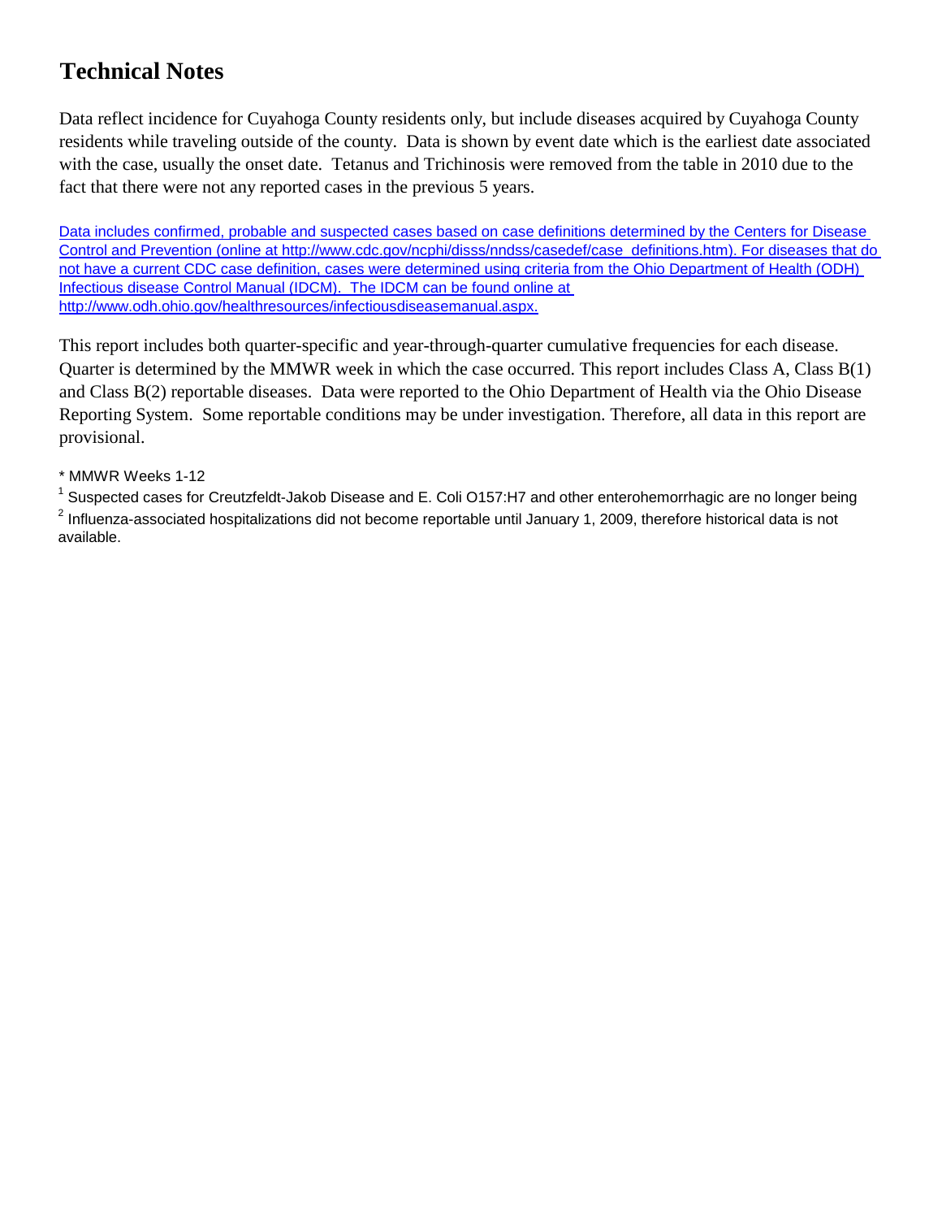# Technical Notes

Data reflect incidence for Cuyahoga County residents only, but include diseases acquired by Cuyahoga County residents while traveling outside of the county. Data is shown by event date which is the earliest date associated with the case, usually the onset date. Tetanus and Trichinosis were removed from the table in 2010 due to the fact that there were not any reported cases in the previous 5 years.

Data includes confirmed, probable and suspected cases based on case definitions determined by the Centers for Disease Control and Prevention (online at http://www.cdc.gov/ncphi/disss/nndss/casedef/case_definitions.htm). For diseases that do not have a current CDC case definition, cases were determined using criteria from the Ohio Department of Health (ODH) Infectious disease Control Manual (IDCM). The IDCM can be found online at http://www.odh.ohio.gov/healthresources/infectiousdiseasemanual.aspx.

This report includes both quarter-specific and year-through-quarter cumulative frequencies for each disease. Quarter is determined by the MMWR week in which the case occurred. This report includes Class A, Class B(1) and Class B(2) reportable diseases. Data were reported to the Ohio Department of Health via the Ohio Disease Reporting System. Some reportable conditions may be under investigation. Therefore, all data in this report are provisional.

* MMWR Weeks 1-12

[1] Suspected cases for Creutzfeldt-Jakob Disease and E. Coli O157:H7 and other enterohemorrhagic are no longer being

[2] Influenza-associated hospitalizations did not become reportable until January 1, 2009, therefore historical data is not available.